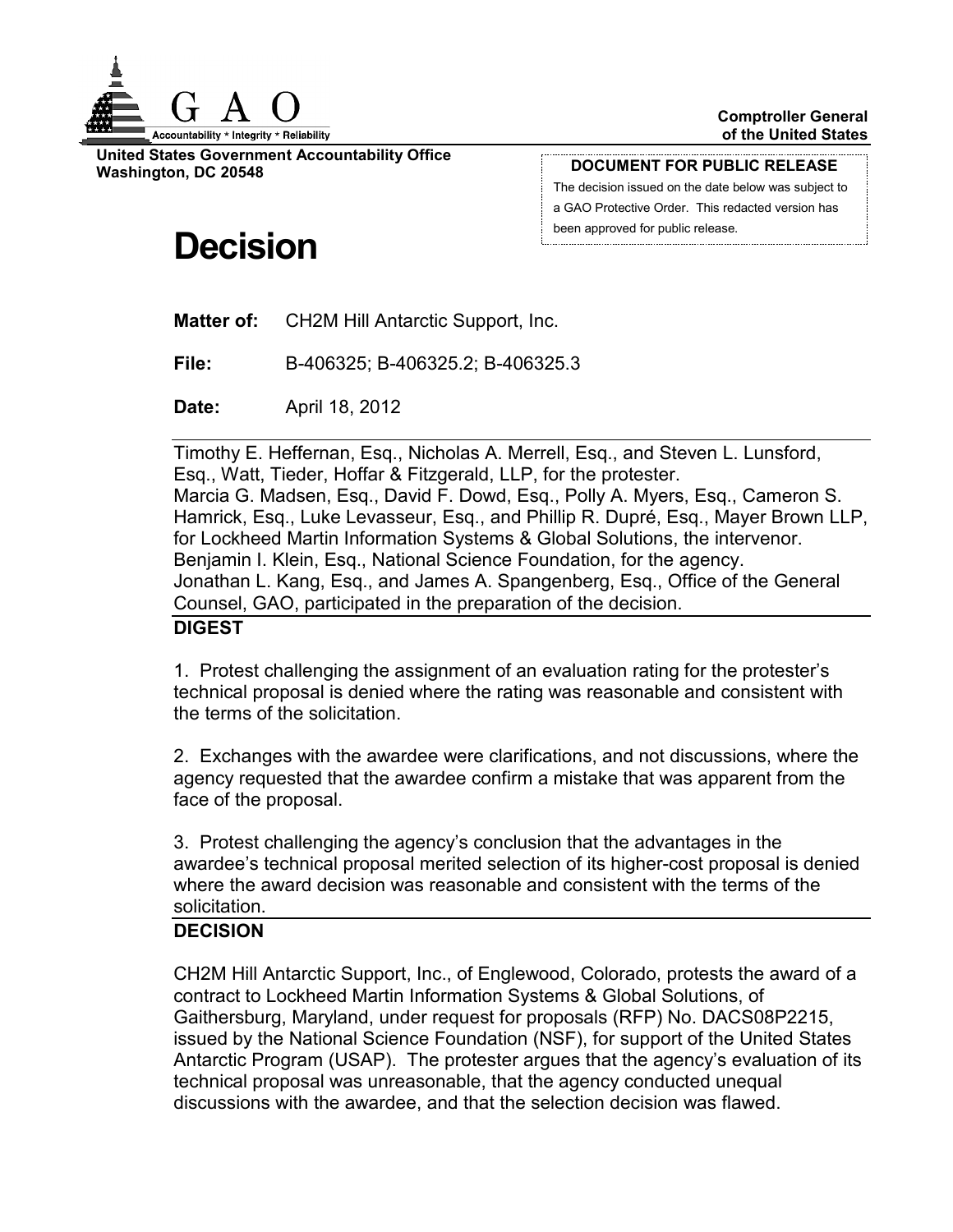Comptroller General
of the United States

United States Government Accountability Office
Washington, DC 20548

**DOCUMENT FOR PUBLIC RELEASE**
The decision issued on the date below was subject to a GAO Protective Order. This redacted version has been approved for public release.

# Decision

**Matter of:** CH2M Hill Antarctic Support, Inc.

**File:** B-406325; B-406325.2; B-406325.3

**Date:** April 18, 2012

Timothy E. Heffernan, Esq., Nicholas A. Merrell, Esq., and Steven L. Lunsford, Esq., Watt, Tieder, Hoffar & Fitzgerald, LLP, for the protester.
Marcia G. Madsen, Esq., David F. Dowd, Esq., Polly A. Myers, Esq., Cameron S. Hamrick, Esq., Luke Levasseur, Esq., and Phillip R. Dupré, Esq., Mayer Brown LLP, for Lockheed Martin Information Systems & Global Solutions, the intervenor.
Benjamin I. Klein, Esq., National Science Foundation, for the agency.
Jonathan L. Kang, Esq., and James A. Spangenberg, Esq., Office of the General Counsel, GAO, participated in the preparation of the decision.

## DIGEST

1. Protest challenging the assignment of an evaluation rating for the protester's technical proposal is denied where the rating was reasonable and consistent with the terms of the solicitation.

2. Exchanges with the awardee were clarifications, and not discussions, where the agency requested that the awardee confirm a mistake that was apparent from the face of the proposal.

3. Protest challenging the agency's conclusion that the advantages in the awardee's technical proposal merited selection of its higher-cost proposal is denied where the award decision was reasonable and consistent with the terms of the solicitation.

## DECISION

CH2M Hill Antarctic Support, Inc., of Englewood, Colorado, protests the award of a contract to Lockheed Martin Information Systems & Global Solutions, of Gaithersburg, Maryland, under request for proposals (RFP) No. DACS08P2215, issued by the National Science Foundation (NSF), for support of the United States Antarctic Program (USAP). The protester argues that the agency's evaluation of its technical proposal was unreasonable, that the agency conducted unequal discussions with the awardee, and that the selection decision was flawed.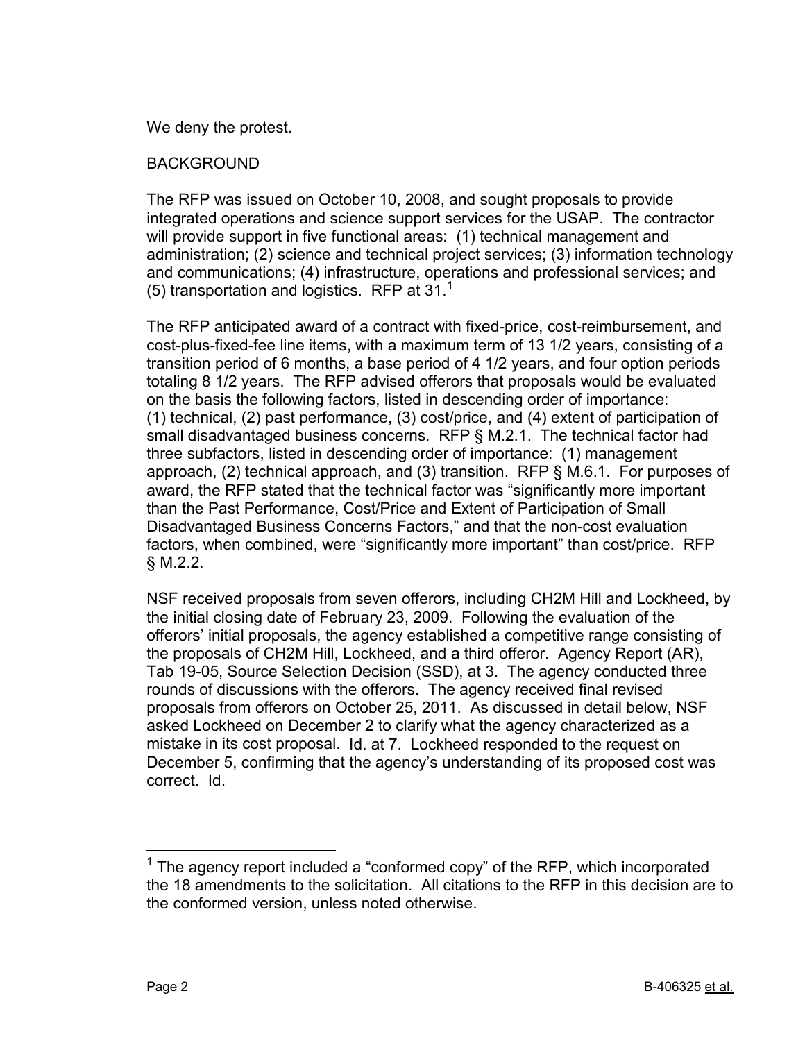We deny the protest.

BACKGROUND

The RFP was issued on October 10, 2008, and sought proposals to provide integrated operations and science support services for the USAP. The contractor will provide support in five functional areas: (1) technical management and administration; (2) science and technical project services; (3) information technology and communications; (4) infrastructure, operations and professional services; and (5) transportation and logistics. RFP at 31.[1]

The RFP anticipated award of a contract with fixed-price, cost-reimbursement, and cost-plus-fixed-fee line items, with a maximum term of 13 1/2 years, consisting of a transition period of 6 months, a base period of 4 1/2 years, and four option periods totaling 8 1/2 years. The RFP advised offerors that proposals would be evaluated on the basis the following factors, listed in descending order of importance: (1) technical, (2) past performance, (3) cost/price, and (4) extent of participation of small disadvantaged business concerns. RFP § M.2.1. The technical factor had three subfactors, listed in descending order of importance: (1) management approach, (2) technical approach, and (3) transition. RFP § M.6.1. For purposes of award, the RFP stated that the technical factor was "significantly more important than the Past Performance, Cost/Price and Extent of Participation of Small Disadvantaged Business Concerns Factors," and that the non-cost evaluation factors, when combined, were "significantly more important" than cost/price. RFP § M.2.2.

NSF received proposals from seven offerors, including CH2M Hill and Lockheed, by the initial closing date of February 23, 2009. Following the evaluation of the offerors' initial proposals, the agency established a competitive range consisting of the proposals of CH2M Hill, Lockheed, and a third offeror. Agency Report (AR), Tab 19-05, Source Selection Decision (SSD), at 3. The agency conducted three rounds of discussions with the offerors. The agency received final revised proposals from offerors on October 25, 2011. As discussed in detail below, NSF asked Lockheed on December 2 to clarify what the agency characterized as a mistake in its cost proposal. Id. at 7. Lockheed responded to the request on December 5, confirming that the agency's understanding of its proposed cost was correct. Id.

[1] The agency report included a "conformed copy" of the RFP, which incorporated the 18 amendments to the solicitation. All citations to the RFP in this decision are to the conformed version, unless noted otherwise.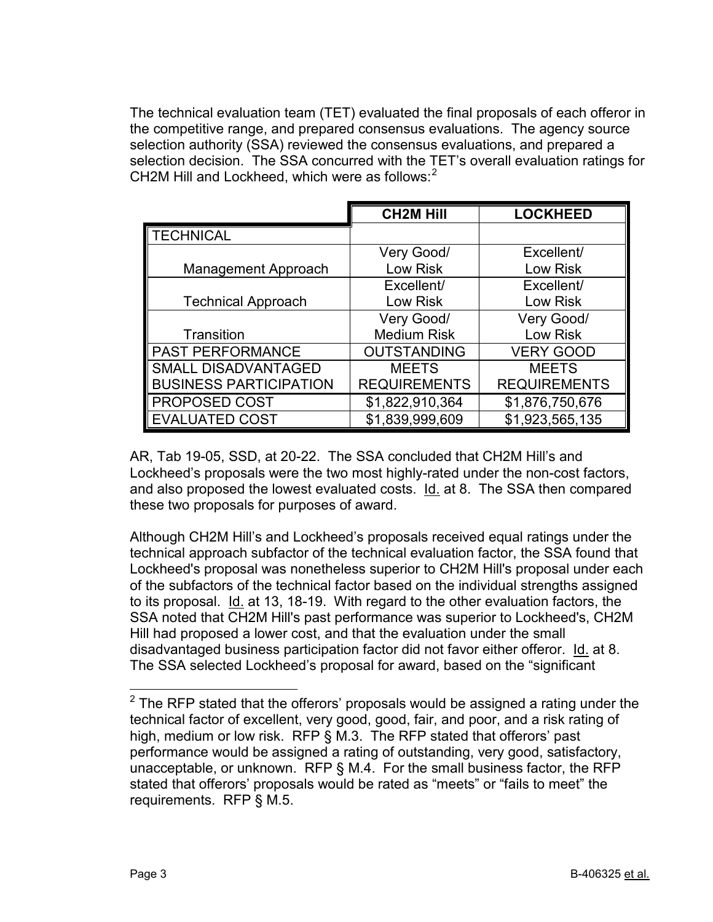The technical evaluation team (TET) evaluated the final proposals of each offeror in the competitive range, and prepared consensus evaluations. The agency source selection authority (SSA) reviewed the consensus evaluations, and prepared a selection decision. The SSA concurred with the TET's overall evaluation ratings for CH2M Hill and Lockheed, which were as follows:[2]

| | CH2M Hill | LOCKHEED |
|---|---|---|
| TECHNICAL | | |
| Management Approach | Very Good/ Low Risk | Excellent/ Low Risk |
| Technical Approach | Excellent/ Low Risk | Excellent/ Low Risk |
| Transition | Very Good/ Medium Risk | Very Good/ Low Risk |
| PAST PERFORMANCE | OUTSTANDING | VERY GOOD |
| SMALL DISADVANTAGED BUSINESS PARTICIPATION | MEETS REQUIREMENTS | MEETS REQUIREMENTS |
| PROPOSED COST | $1,822,910,364 | $1,876,750,676 |
| EVALUATED COST | $1,839,999,609 | $1,923,565,135 |

AR, Tab 19-05, SSD, at 20-22. The SSA concluded that CH2M Hill's and Lockheed's proposals were the two most highly-rated under the non-cost factors, and also proposed the lowest evaluated costs. Id. at 8. The SSA then compared these two proposals for purposes of award.

Although CH2M Hill's and Lockheed's proposals received equal ratings under the technical approach subfactor of the technical evaluation factor, the SSA found that Lockheed's proposal was nonetheless superior to CH2M Hill's proposal under each of the subfactors of the technical factor based on the individual strengths assigned to its proposal. Id. at 13, 18-19. With regard to the other evaluation factors, the SSA noted that CH2M Hill's past performance was superior to Lockheed's, CH2M Hill had proposed a lower cost, and that the evaluation under the small disadvantaged business participation factor did not favor either offeror. Id. at 8. The SSA selected Lockheed's proposal for award, based on the "significant

[2] The RFP stated that the offerors' proposals would be assigned a rating under the technical factor of excellent, very good, good, fair, and poor, and a risk rating of high, medium or low risk. RFP § M.3. The RFP stated that offerors' past performance would be assigned a rating of outstanding, very good, satisfactory, unacceptable, or unknown. RFP § M.4. For the small business factor, the RFP stated that offerors' proposals would be rated as "meets" or "fails to meet" the requirements. RFP § M.5.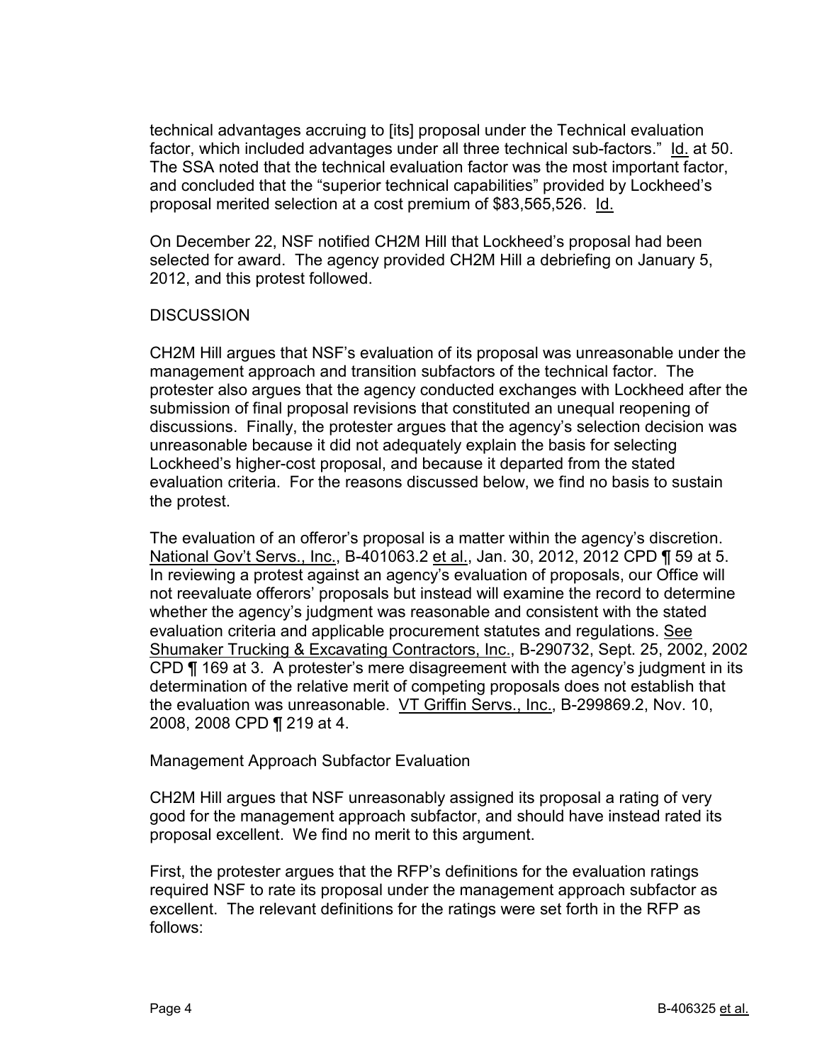technical advantages accruing to [its] proposal under the Technical evaluation factor, which included advantages under all three technical sub-factors." Id. at 50. The SSA noted that the technical evaluation factor was the most important factor, and concluded that the "superior technical capabilities" provided by Lockheed's proposal merited selection at a cost premium of $83,565,526. Id.

On December 22, NSF notified CH2M Hill that Lockheed's proposal had been selected for award. The agency provided CH2M Hill a debriefing on January 5, 2012, and this protest followed.

DISCUSSION

CH2M Hill argues that NSF's evaluation of its proposal was unreasonable under the management approach and transition subfactors of the technical factor. The protester also argues that the agency conducted exchanges with Lockheed after the submission of final proposal revisions that constituted an unequal reopening of discussions. Finally, the protester argues that the agency's selection decision was unreasonable because it did not adequately explain the basis for selecting Lockheed's higher-cost proposal, and because it departed from the stated evaluation criteria. For the reasons discussed below, we find no basis to sustain the protest.

The evaluation of an offeror's proposal is a matter within the agency's discretion. National Gov't Servs., Inc., B-401063.2 et al., Jan. 30, 2012, 2012 CPD ¶ 59 at 5. In reviewing a protest against an agency's evaluation of proposals, our Office will not reevaluate offerors' proposals but instead will examine the record to determine whether the agency's judgment was reasonable and consistent with the stated evaluation criteria and applicable procurement statutes and regulations. See Shumaker Trucking & Excavating Contractors, Inc., B-290732, Sept. 25, 2002, 2002 CPD ¶ 169 at 3. A protester's mere disagreement with the agency's judgment in its determination of the relative merit of competing proposals does not establish that the evaluation was unreasonable. VT Griffin Servs., Inc., B-299869.2, Nov. 10, 2008, 2008 CPD ¶ 219 at 4.

Management Approach Subfactor Evaluation

CH2M Hill argues that NSF unreasonably assigned its proposal a rating of very good for the management approach subfactor, and should have instead rated its proposal excellent. We find no merit to this argument.

First, the protester argues that the RFP's definitions for the evaluation ratings required NSF to rate its proposal under the management approach subfactor as excellent. The relevant definitions for the ratings were set forth in the RFP as follows: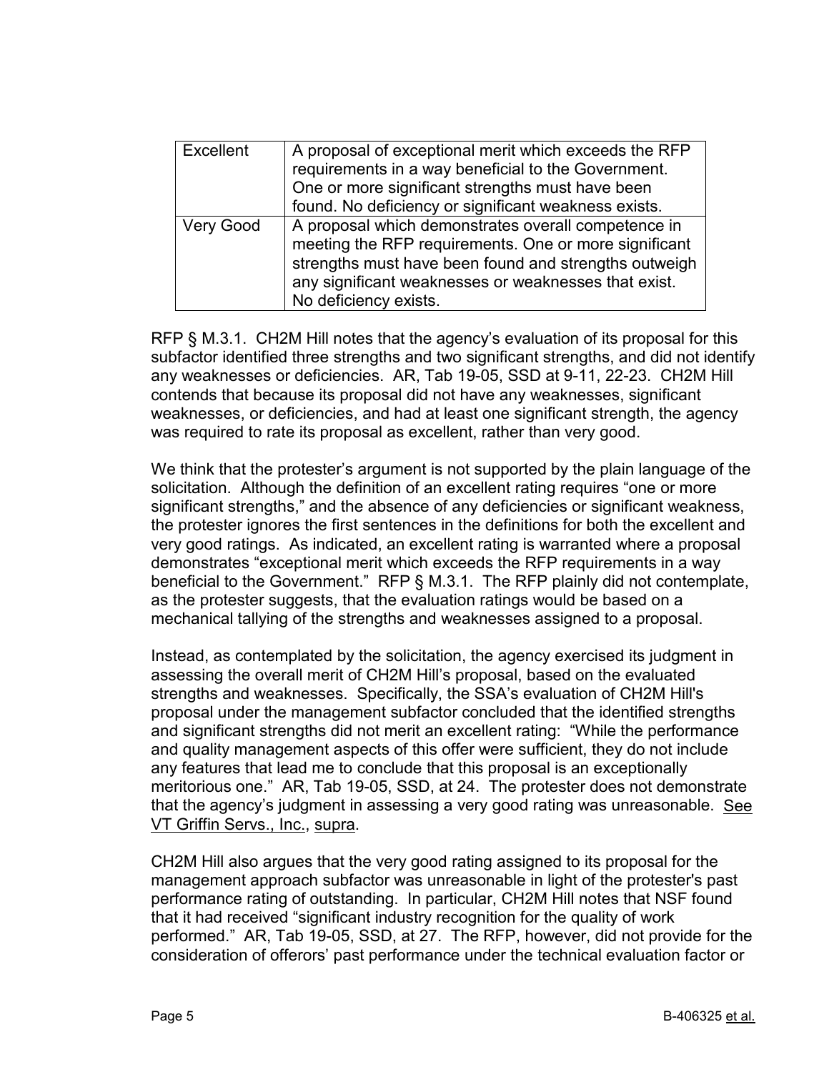| | |
|---|---|
| Excellent | A proposal of exceptional merit which exceeds the RFP requirements in a way beneficial to the Government. One or more significant strengths must have been found. No deficiency or significant weakness exists. |
| Very Good | A proposal which demonstrates overall competence in meeting the RFP requirements. One or more significant strengths must have been found and strengths outweigh any significant weaknesses or weaknesses that exist. No deficiency exists. |

RFP § M.3.1. CH2M Hill notes that the agency's evaluation of its proposal for this subfactor identified three strengths and two significant strengths, and did not identify any weaknesses or deficiencies. AR, Tab 19-05, SSD at 9-11, 22-23. CH2M Hill contends that because its proposal did not have any weaknesses, significant weaknesses, or deficiencies, and had at least one significant strength, the agency was required to rate its proposal as excellent, rather than very good.

We think that the protester's argument is not supported by the plain language of the solicitation. Although the definition of an excellent rating requires "one or more significant strengths," and the absence of any deficiencies or significant weakness, the protester ignores the first sentences in the definitions for both the excellent and very good ratings. As indicated, an excellent rating is warranted where a proposal demonstrates "exceptional merit which exceeds the RFP requirements in a way beneficial to the Government." RFP § M.3.1. The RFP plainly did not contemplate, as the protester suggests, that the evaluation ratings would be based on a mechanical tallying of the strengths and weaknesses assigned to a proposal.

Instead, as contemplated by the solicitation, the agency exercised its judgment in assessing the overall merit of CH2M Hill's proposal, based on the evaluated strengths and weaknesses. Specifically, the SSA's evaluation of CH2M Hill's proposal under the management subfactor concluded that the identified strengths and significant strengths did not merit an excellent rating: "While the performance and quality management aspects of this offer were sufficient, they do not include any features that lead me to conclude that this proposal is an exceptionally meritorious one." AR, Tab 19-05, SSD, at 24. The protester does not demonstrate that the agency's judgment in assessing a very good rating was unreasonable. See VT Griffin Servs., Inc., supra.

CH2M Hill also argues that the very good rating assigned to its proposal for the management approach subfactor was unreasonable in light of the protester's past performance rating of outstanding. In particular, CH2M Hill notes that NSF found that it had received "significant industry recognition for the quality of work performed." AR, Tab 19-05, SSD, at 27. The RFP, however, did not provide for the consideration of offerors' past performance under the technical evaluation factor or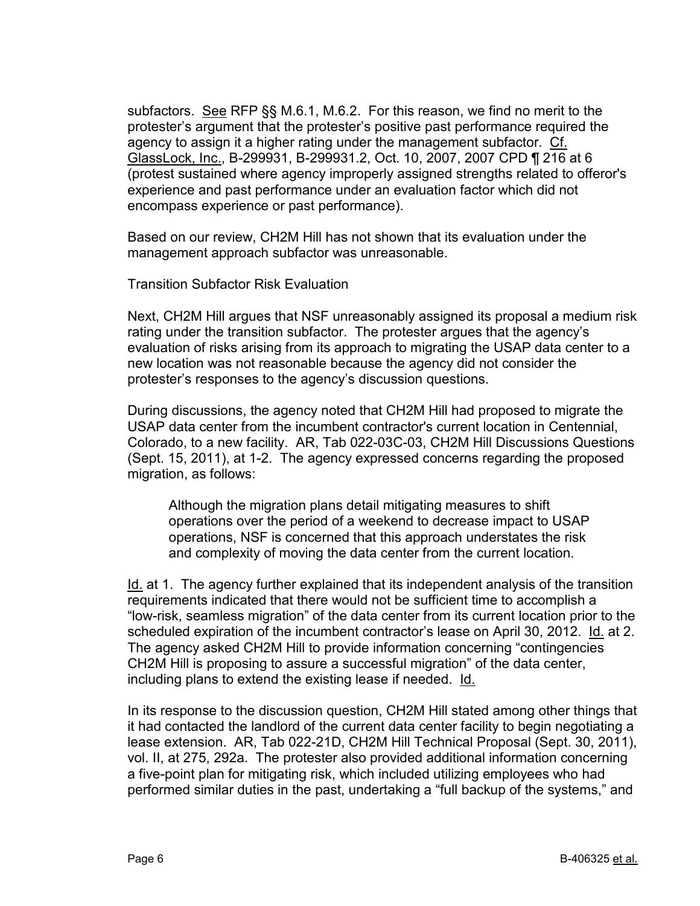subfactors. See RFP §§ M.6.1, M.6.2. For this reason, we find no merit to the protester's argument that the protester's positive past performance required the agency to assign it a higher rating under the management subfactor. Cf. GlassLock, Inc., B-299931, B-299931.2, Oct. 10, 2007, 2007 CPD ¶ 216 at 6 (protest sustained where agency improperly assigned strengths related to offeror's experience and past performance under an evaluation factor which did not encompass experience or past performance).

Based on our review, CH2M Hill has not shown that its evaluation under the management approach subfactor was unreasonable.

Transition Subfactor Risk Evaluation

Next, CH2M Hill argues that NSF unreasonably assigned its proposal a medium risk rating under the transition subfactor. The protester argues that the agency's evaluation of risks arising from its approach to migrating the USAP data center to a new location was not reasonable because the agency did not consider the protester's responses to the agency's discussion questions.

During discussions, the agency noted that CH2M Hill had proposed to migrate the USAP data center from the incumbent contractor's current location in Centennial, Colorado, to a new facility. AR, Tab 022-03C-03, CH2M Hill Discussions Questions (Sept. 15, 2011), at 1-2. The agency expressed concerns regarding the proposed migration, as follows:

> Although the migration plans detail mitigating measures to shift operations over the period of a weekend to decrease impact to USAP operations, NSF is concerned that this approach understates the risk and complexity of moving the data center from the current location.

Id. at 1. The agency further explained that its independent analysis of the transition requirements indicated that there would not be sufficient time to accomplish a "low-risk, seamless migration" of the data center from its current location prior to the scheduled expiration of the incumbent contractor's lease on April 30, 2012. Id. at 2. The agency asked CH2M Hill to provide information concerning "contingencies CH2M Hill is proposing to assure a successful migration" of the data center, including plans to extend the existing lease if needed. Id.

In its response to the discussion question, CH2M Hill stated among other things that it had contacted the landlord of the current data center facility to begin negotiating a lease extension. AR, Tab 022-21D, CH2M Hill Technical Proposal (Sept. 30, 2011), vol. II, at 275, 292a. The protester also provided additional information concerning a five-point plan for mitigating risk, which included utilizing employees who had performed similar duties in the past, undertaking a "full backup of the systems," and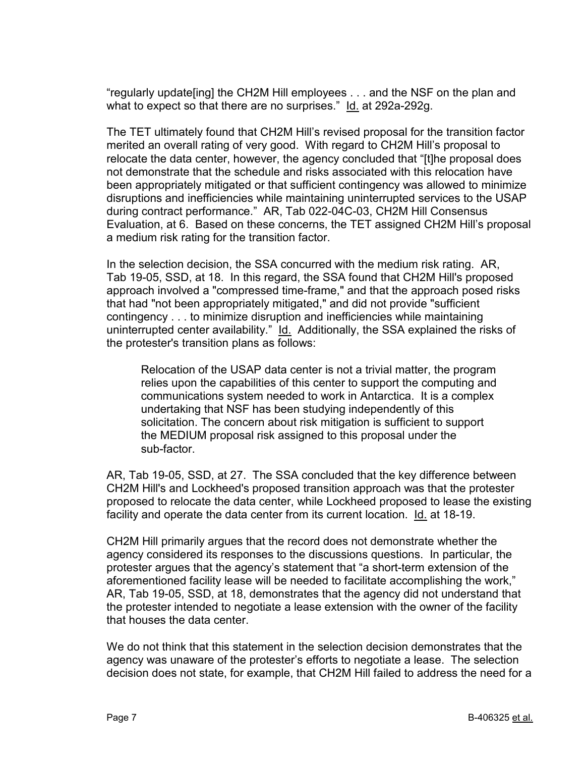"regularly update[ing] the CH2M Hill employees . . . and the NSF on the plan and what to expect so that there are no surprises." Id. at 292a-292g.

The TET ultimately found that CH2M Hill's revised proposal for the transition factor merited an overall rating of very good. With regard to CH2M Hill's proposal to relocate the data center, however, the agency concluded that "[t]he proposal does not demonstrate that the schedule and risks associated with this relocation have been appropriately mitigated or that sufficient contingency was allowed to minimize disruptions and inefficiencies while maintaining uninterrupted services to the USAP during contract performance." AR, Tab 022-04C-03, CH2M Hill Consensus Evaluation, at 6. Based on these concerns, the TET assigned CH2M Hill's proposal a medium risk rating for the transition factor.

In the selection decision, the SSA concurred with the medium risk rating. AR, Tab 19-05, SSD, at 18. In this regard, the SSA found that CH2M Hill's proposed approach involved a "compressed time-frame," and that the approach posed risks that had "not been appropriately mitigated," and did not provide "sufficient contingency . . . to minimize disruption and inefficiencies while maintaining uninterrupted center availability." Id. Additionally, the SSA explained the risks of the protester's transition plans as follows:

> Relocation of the USAP data center is not a trivial matter, the program relies upon the capabilities of this center to support the computing and communications system needed to work in Antarctica. It is a complex undertaking that NSF has been studying independently of this solicitation. The concern about risk mitigation is sufficient to support the MEDIUM proposal risk assigned to this proposal under the sub-factor.

AR, Tab 19-05, SSD, at 27. The SSA concluded that the key difference between CH2M Hill's and Lockheed's proposed transition approach was that the protester proposed to relocate the data center, while Lockheed proposed to lease the existing facility and operate the data center from its current location. Id. at 18-19.

CH2M Hill primarily argues that the record does not demonstrate whether the agency considered its responses to the discussions questions. In particular, the protester argues that the agency's statement that "a short-term extension of the aforementioned facility lease will be needed to facilitate accomplishing the work," AR, Tab 19-05, SSD, at 18, demonstrates that the agency did not understand that the protester intended to negotiate a lease extension with the owner of the facility that houses the data center.

We do not think that this statement in the selection decision demonstrates that the agency was unaware of the protester's efforts to negotiate a lease. The selection decision does not state, for example, that CH2M Hill failed to address the need for a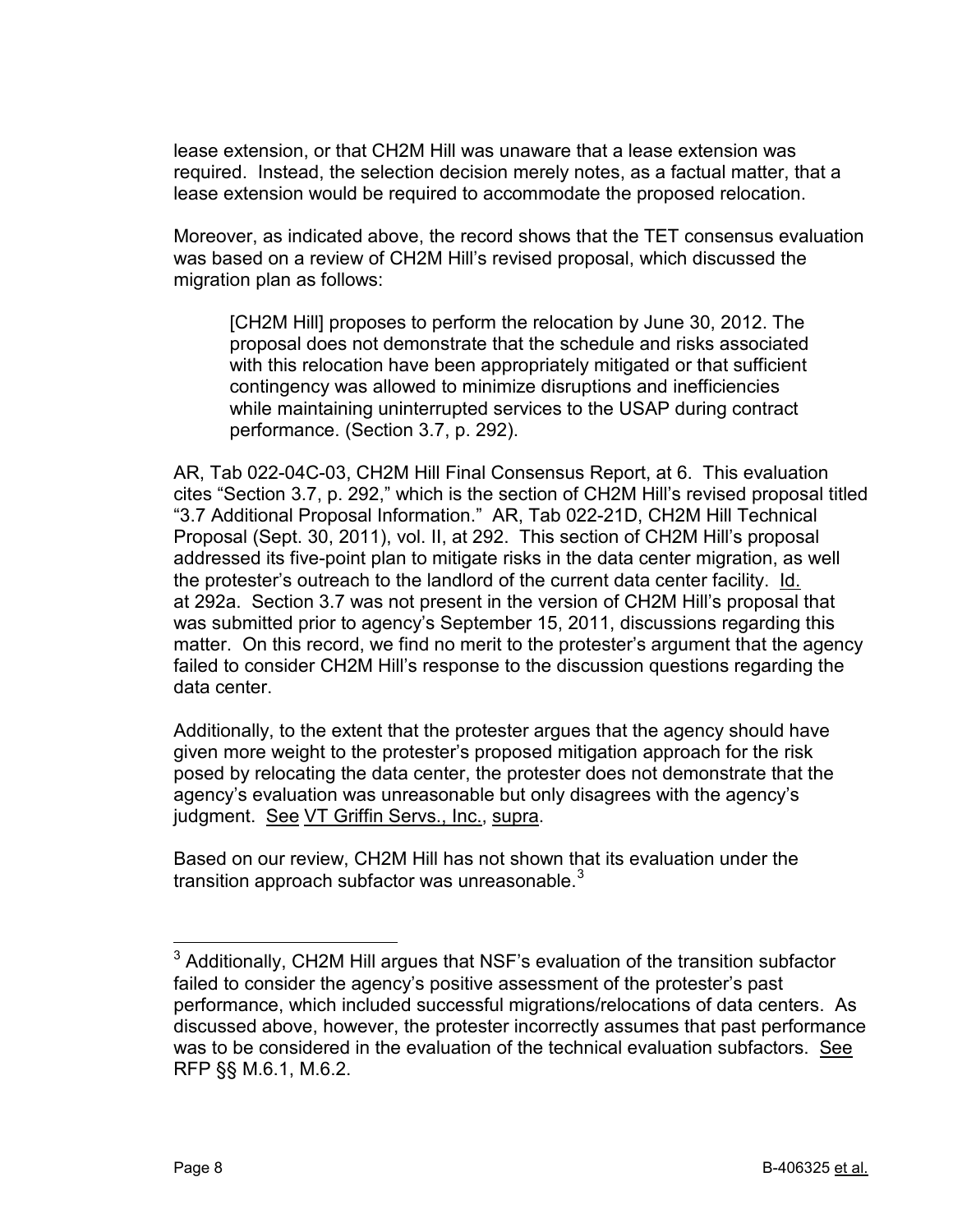lease extension, or that CH2M Hill was unaware that a lease extension was required. Instead, the selection decision merely notes, as a factual matter, that a lease extension would be required to accommodate the proposed relocation.

Moreover, as indicated above, the record shows that the TET consensus evaluation was based on a review of CH2M Hill's revised proposal, which discussed the migration plan as follows:

> [CH2M Hill] proposes to perform the relocation by June 30, 2012. The proposal does not demonstrate that the schedule and risks associated with this relocation have been appropriately mitigated or that sufficient contingency was allowed to minimize disruptions and inefficiencies while maintaining uninterrupted services to the USAP during contract performance. (Section 3.7, p. 292).

AR, Tab 022-04C-03, CH2M Hill Final Consensus Report, at 6. This evaluation cites "Section 3.7, p. 292," which is the section of CH2M Hill's revised proposal titled "3.7 Additional Proposal Information." AR, Tab 022-21D, CH2M Hill Technical Proposal (Sept. 30, 2011), vol. II, at 292. This section of CH2M Hill's proposal addressed its five-point plan to mitigate risks in the data center migration, as well the protester's outreach to the landlord of the current data center facility. Id. at 292a. Section 3.7 was not present in the version of CH2M Hill's proposal that was submitted prior to agency's September 15, 2011, discussions regarding this matter. On this record, we find no merit to the protester's argument that the agency failed to consider CH2M Hill's response to the discussion questions regarding the data center.

Additionally, to the extent that the protester argues that the agency should have given more weight to the protester's proposed mitigation approach for the risk posed by relocating the data center, the protester does not demonstrate that the agency's evaluation was unreasonable but only disagrees with the agency's judgment. See VT Griffin Servs., Inc., supra.

Based on our review, CH2M Hill has not shown that its evaluation under the transition approach subfactor was unreasonable.[3]

---

[3] Additionally, CH2M Hill argues that NSF's evaluation of the transition subfactor failed to consider the agency's positive assessment of the protester's past performance, which included successful migrations/relocations of data centers. As discussed above, however, the protester incorrectly assumes that past performance was to be considered in the evaluation of the technical evaluation subfactors. See RFP §§ M.6.1, M.6.2.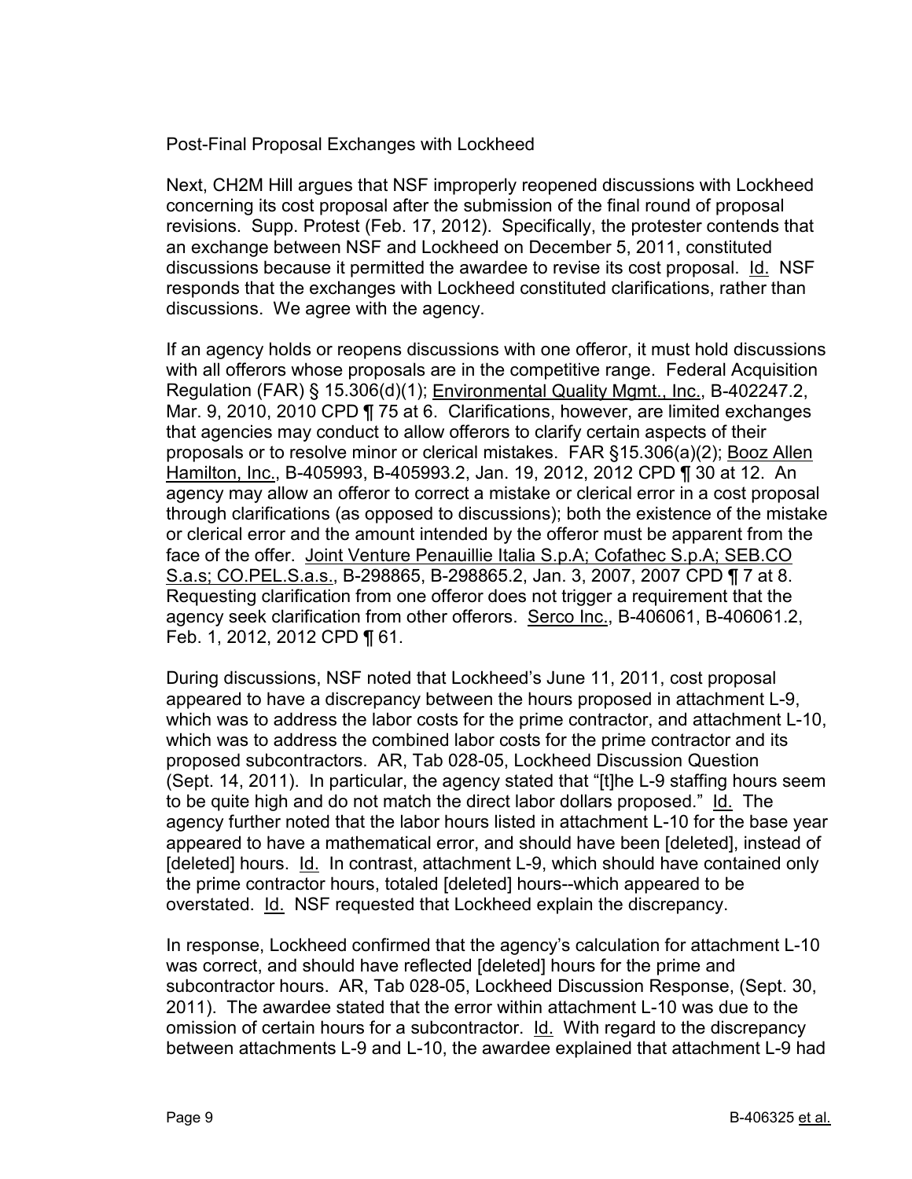Post-Final Proposal Exchanges with Lockheed

Next, CH2M Hill argues that NSF improperly reopened discussions with Lockheed concerning its cost proposal after the submission of the final round of proposal revisions. Supp. Protest (Feb. 17, 2012). Specifically, the protester contends that an exchange between NSF and Lockheed on December 5, 2011, constituted discussions because it permitted the awardee to revise its cost proposal. Id. NSF responds that the exchanges with Lockheed constituted clarifications, rather than discussions. We agree with the agency.

If an agency holds or reopens discussions with one offeror, it must hold discussions with all offerors whose proposals are in the competitive range. Federal Acquisition Regulation (FAR) § 15.306(d)(1); Environmental Quality Mgmt., Inc., B-402247.2, Mar. 9, 2010, 2010 CPD ¶ 75 at 6. Clarifications, however, are limited exchanges that agencies may conduct to allow offerors to clarify certain aspects of their proposals or to resolve minor or clerical mistakes. FAR §15.306(a)(2); Booz Allen Hamilton, Inc., B-405993, B-405993.2, Jan. 19, 2012, 2012 CPD ¶ 30 at 12. An agency may allow an offeror to correct a mistake or clerical error in a cost proposal through clarifications (as opposed to discussions); both the existence of the mistake or clerical error and the amount intended by the offeror must be apparent from the face of the offer. Joint Venture Penauillie Italia S.p.A; Cofathec S.p.A; SEB.CO S.a.s; CO.PEL.S.a.s., B-298865, B-298865.2, Jan. 3, 2007, 2007 CPD ¶ 7 at 8. Requesting clarification from one offeror does not trigger a requirement that the agency seek clarification from other offerors. Serco Inc., B-406061, B-406061.2, Feb. 1, 2012, 2012 CPD ¶ 61.

During discussions, NSF noted that Lockheed's June 11, 2011, cost proposal appeared to have a discrepancy between the hours proposed in attachment L-9, which was to address the labor costs for the prime contractor, and attachment L-10, which was to address the combined labor costs for the prime contractor and its proposed subcontractors. AR, Tab 028-05, Lockheed Discussion Question (Sept. 14, 2011). In particular, the agency stated that "[t]he L-9 staffing hours seem to be quite high and do not match the direct labor dollars proposed." Id. The agency further noted that the labor hours listed in attachment L-10 for the base year appeared to have a mathematical error, and should have been [deleted], instead of [deleted] hours. Id. In contrast, attachment L-9, which should have contained only the prime contractor hours, totaled [deleted] hours--which appeared to be overstated. Id. NSF requested that Lockheed explain the discrepancy.

In response, Lockheed confirmed that the agency's calculation for attachment L-10 was correct, and should have reflected [deleted] hours for the prime and subcontractor hours. AR, Tab 028-05, Lockheed Discussion Response, (Sept. 30, 2011). The awardee stated that the error within attachment L-10 was due to the omission of certain hours for a subcontractor. Id. With regard to the discrepancy between attachments L-9 and L-10, the awardee explained that attachment L-9 had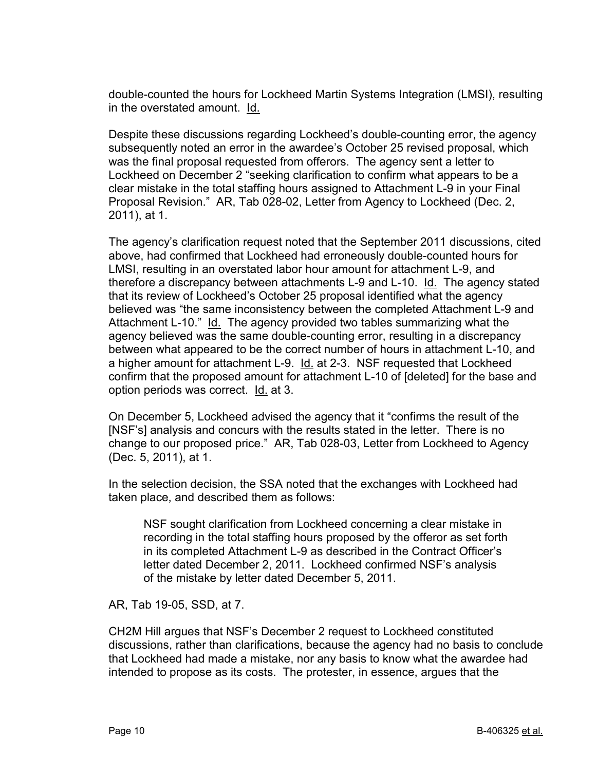double-counted the hours for Lockheed Martin Systems Integration (LMSI), resulting in the overstated amount. Id.

Despite these discussions regarding Lockheed's double-counting error, the agency subsequently noted an error in the awardee's October 25 revised proposal, which was the final proposal requested from offerors. The agency sent a letter to Lockheed on December 2 "seeking clarification to confirm what appears to be a clear mistake in the total staffing hours assigned to Attachment L-9 in your Final Proposal Revision." AR, Tab 028-02, Letter from Agency to Lockheed (Dec. 2, 2011), at 1.

The agency's clarification request noted that the September 2011 discussions, cited above, had confirmed that Lockheed had erroneously double-counted hours for LMSI, resulting in an overstated labor hour amount for attachment L-9, and therefore a discrepancy between attachments L-9 and L-10. Id. The agency stated that its review of Lockheed's October 25 proposal identified what the agency believed was "the same inconsistency between the completed Attachment L-9 and Attachment L-10." Id. The agency provided two tables summarizing what the agency believed was the same double-counting error, resulting in a discrepancy between what appeared to be the correct number of hours in attachment L-10, and a higher amount for attachment L-9. Id. at 2-3. NSF requested that Lockheed confirm that the proposed amount for attachment L-10 of [deleted] for the base and option periods was correct. Id. at 3.

On December 5, Lockheed advised the agency that it "confirms the result of the [NSF's] analysis and concurs with the results stated in the letter. There is no change to our proposed price." AR, Tab 028-03, Letter from Lockheed to Agency (Dec. 5, 2011), at 1.

In the selection decision, the SSA noted that the exchanges with Lockheed had taken place, and described them as follows:

> NSF sought clarification from Lockheed concerning a clear mistake in recording in the total staffing hours proposed by the offeror as set forth in its completed Attachment L-9 as described in the Contract Officer's letter dated December 2, 2011. Lockheed confirmed NSF's analysis of the mistake by letter dated December 5, 2011.

AR, Tab 19-05, SSD, at 7.

CH2M Hill argues that NSF's December 2 request to Lockheed constituted discussions, rather than clarifications, because the agency had no basis to conclude that Lockheed had made a mistake, nor any basis to know what the awardee had intended to propose as its costs. The protester, in essence, argues that the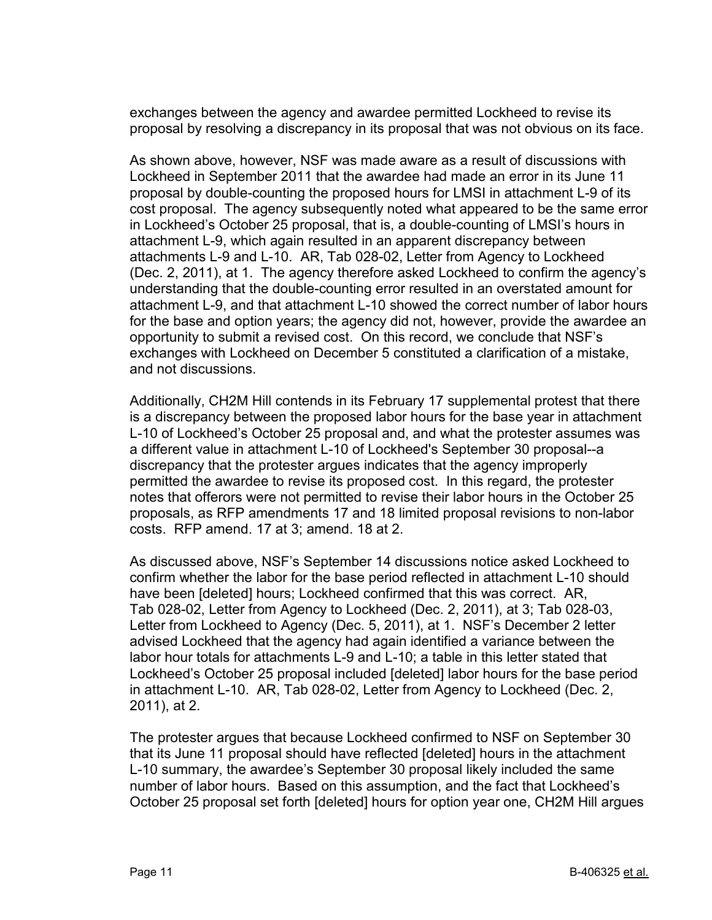exchanges between the agency and awardee permitted Lockheed to revise its proposal by resolving a discrepancy in its proposal that was not obvious on its face.

As shown above, however, NSF was made aware as a result of discussions with Lockheed in September 2011 that the awardee had made an error in its June 11 proposal by double-counting the proposed hours for LMSI in attachment L-9 of its cost proposal. The agency subsequently noted what appeared to be the same error in Lockheed's October 25 proposal, that is, a double-counting of LMSI's hours in attachment L-9, which again resulted in an apparent discrepancy between attachments L-9 and L-10. AR, Tab 028-02, Letter from Agency to Lockheed (Dec. 2, 2011), at 1. The agency therefore asked Lockheed to confirm the agency's understanding that the double-counting error resulted in an overstated amount for attachment L-9, and that attachment L-10 showed the correct number of labor hours for the base and option years; the agency did not, however, provide the awardee an opportunity to submit a revised cost. On this record, we conclude that NSF's exchanges with Lockheed on December 5 constituted a clarification of a mistake, and not discussions.

Additionally, CH2M Hill contends in its February 17 supplemental protest that there is a discrepancy between the proposed labor hours for the base year in attachment L-10 of Lockheed's October 25 proposal and, and what the protester assumes was a different value in attachment L-10 of Lockheed's September 30 proposal--a discrepancy that the protester argues indicates that the agency improperly permitted the awardee to revise its proposed cost. In this regard, the protester notes that offerors were not permitted to revise their labor hours in the October 25 proposals, as RFP amendments 17 and 18 limited proposal revisions to non-labor costs. RFP amend. 17 at 3; amend. 18 at 2.

As discussed above, NSF's September 14 discussions notice asked Lockheed to confirm whether the labor for the base period reflected in attachment L-10 should have been [deleted] hours; Lockheed confirmed that this was correct. AR, Tab 028-02, Letter from Agency to Lockheed (Dec. 2, 2011), at 3; Tab 028-03, Letter from Lockheed to Agency (Dec. 5, 2011), at 1. NSF's December 2 letter advised Lockheed that the agency had again identified a variance between the labor hour totals for attachments L-9 and L-10; a table in this letter stated that Lockheed's October 25 proposal included [deleted] labor hours for the base period in attachment L-10. AR, Tab 028-02, Letter from Agency to Lockheed (Dec. 2, 2011), at 2.

The protester argues that because Lockheed confirmed to NSF on September 30 that its June 11 proposal should have reflected [deleted] hours in the attachment L-10 summary, the awardee's September 30 proposal likely included the same number of labor hours. Based on this assumption, and the fact that Lockheed's October 25 proposal set forth [deleted] hours for option year one, CH2M Hill argues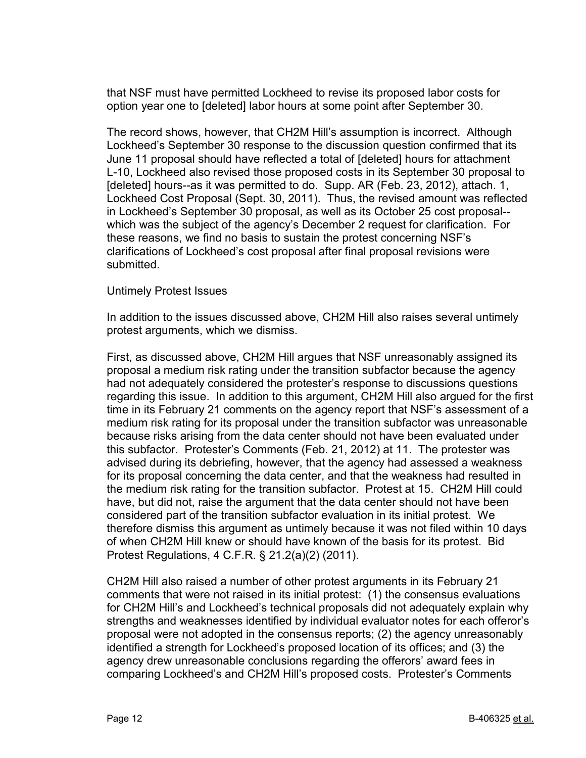that NSF must have permitted Lockheed to revise its proposed labor costs for option year one to [deleted] labor hours at some point after September 30.

The record shows, however, that CH2M Hill's assumption is incorrect. Although Lockheed's September 30 response to the discussion question confirmed that its June 11 proposal should have reflected a total of [deleted] hours for attachment L-10, Lockheed also revised those proposed costs in its September 30 proposal to [deleted] hours--as it was permitted to do. Supp. AR (Feb. 23, 2012), attach. 1, Lockheed Cost Proposal (Sept. 30, 2011). Thus, the revised amount was reflected in Lockheed's September 30 proposal, as well as its October 25 cost proposal--which was the subject of the agency's December 2 request for clarification. For these reasons, we find no basis to sustain the protest concerning NSF's clarifications of Lockheed's cost proposal after final proposal revisions were submitted.

Untimely Protest Issues

In addition to the issues discussed above, CH2M Hill also raises several untimely protest arguments, which we dismiss.

First, as discussed above, CH2M Hill argues that NSF unreasonably assigned its proposal a medium risk rating under the transition subfactor because the agency had not adequately considered the protester's response to discussions questions regarding this issue. In addition to this argument, CH2M Hill also argued for the first time in its February 21 comments on the agency report that NSF's assessment of a medium risk rating for its proposal under the transition subfactor was unreasonable because risks arising from the data center should not have been evaluated under this subfactor. Protester's Comments (Feb. 21, 2012) at 11. The protester was advised during its debriefing, however, that the agency had assessed a weakness for its proposal concerning the data center, and that the weakness had resulted in the medium risk rating for the transition subfactor. Protest at 15. CH2M Hill could have, but did not, raise the argument that the data center should not have been considered part of the transition subfactor evaluation in its initial protest. We therefore dismiss this argument as untimely because it was not filed within 10 days of when CH2M Hill knew or should have known of the basis for its protest. Bid Protest Regulations, 4 C.F.R. § 21.2(a)(2) (2011).

CH2M Hill also raised a number of other protest arguments in its February 21 comments that were not raised in its initial protest: (1) the consensus evaluations for CH2M Hill's and Lockheed's technical proposals did not adequately explain why strengths and weaknesses identified by individual evaluator notes for each offeror's proposal were not adopted in the consensus reports; (2) the agency unreasonably identified a strength for Lockheed's proposed location of its offices; and (3) the agency drew unreasonable conclusions regarding the offerors' award fees in comparing Lockheed's and CH2M Hill's proposed costs. Protester's Comments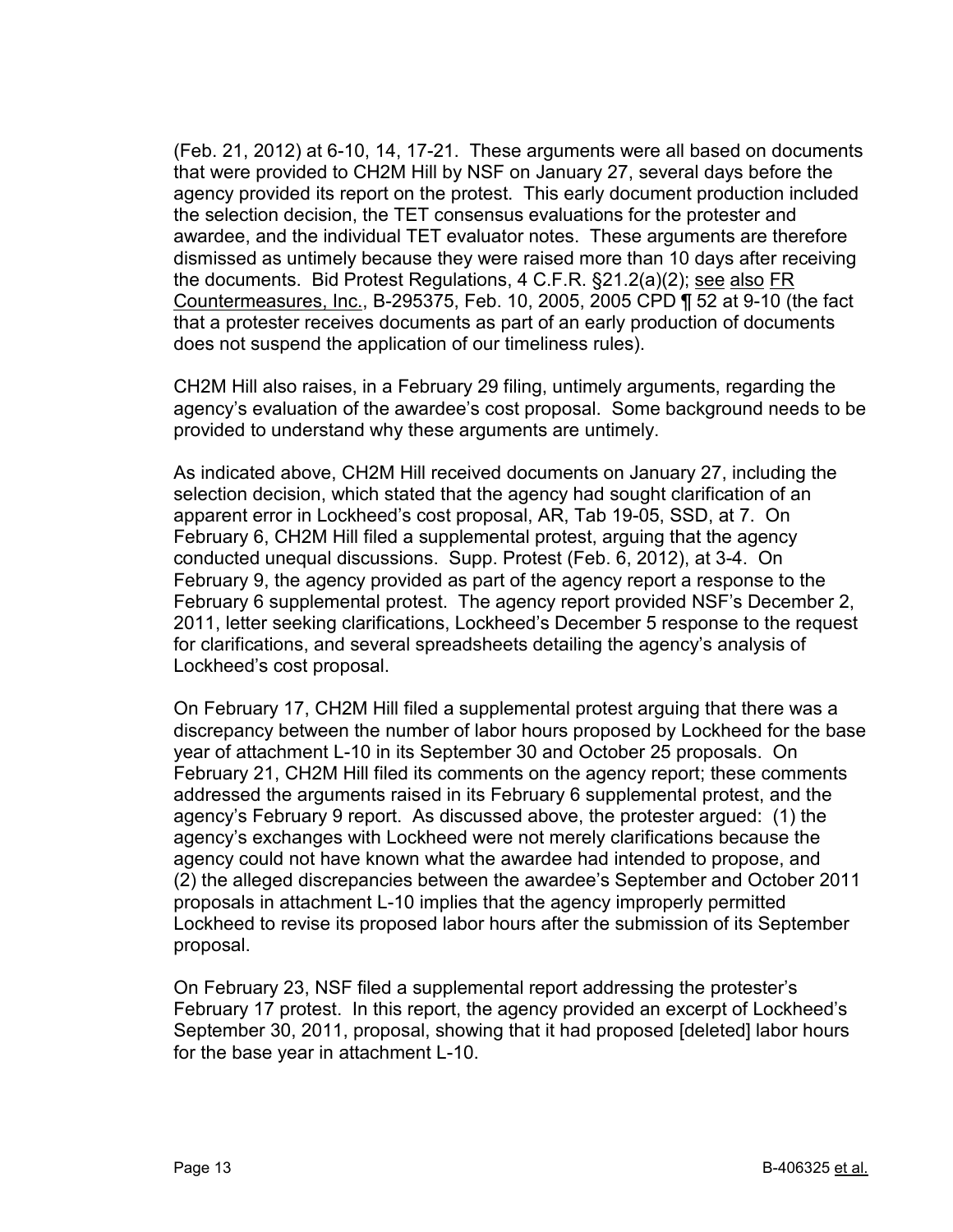(Feb. 21, 2012) at 6-10, 14, 17-21. These arguments were all based on documents that were provided to CH2M Hill by NSF on January 27, several days before the agency provided its report on the protest. This early document production included the selection decision, the TET consensus evaluations for the protester and awardee, and the individual TET evaluator notes. These arguments are therefore dismissed as untimely because they were raised more than 10 days after receiving the documents. Bid Protest Regulations, 4 C.F.R. §21.2(a)(2); see also FR Countermeasures, Inc., B-295375, Feb. 10, 2005, 2005 CPD ¶ 52 at 9-10 (the fact that a protester receives documents as part of an early production of documents does not suspend the application of our timeliness rules).

CH2M Hill also raises, in a February 29 filing, untimely arguments, regarding the agency's evaluation of the awardee's cost proposal. Some background needs to be provided to understand why these arguments are untimely.

As indicated above, CH2M Hill received documents on January 27, including the selection decision, which stated that the agency had sought clarification of an apparent error in Lockheed's cost proposal, AR, Tab 19-05, SSD, at 7. On February 6, CH2M Hill filed a supplemental protest, arguing that the agency conducted unequal discussions. Supp. Protest (Feb. 6, 2012), at 3-4. On February 9, the agency provided as part of the agency report a response to the February 6 supplemental protest. The agency report provided NSF's December 2, 2011, letter seeking clarifications, Lockheed's December 5 response to the request for clarifications, and several spreadsheets detailing the agency's analysis of Lockheed's cost proposal.

On February 17, CH2M Hill filed a supplemental protest arguing that there was a discrepancy between the number of labor hours proposed by Lockheed for the base year of attachment L-10 in its September 30 and October 25 proposals. On February 21, CH2M Hill filed its comments on the agency report; these comments addressed the arguments raised in its February 6 supplemental protest, and the agency's February 9 report. As discussed above, the protester argued: (1) the agency's exchanges with Lockheed were not merely clarifications because the agency could not have known what the awardee had intended to propose, and (2) the alleged discrepancies between the awardee's September and October 2011 proposals in attachment L-10 implies that the agency improperly permitted Lockheed to revise its proposed labor hours after the submission of its September proposal.

On February 23, NSF filed a supplemental report addressing the protester's February 17 protest. In this report, the agency provided an excerpt of Lockheed's September 30, 2011, proposal, showing that it had proposed [deleted] labor hours for the base year in attachment L-10.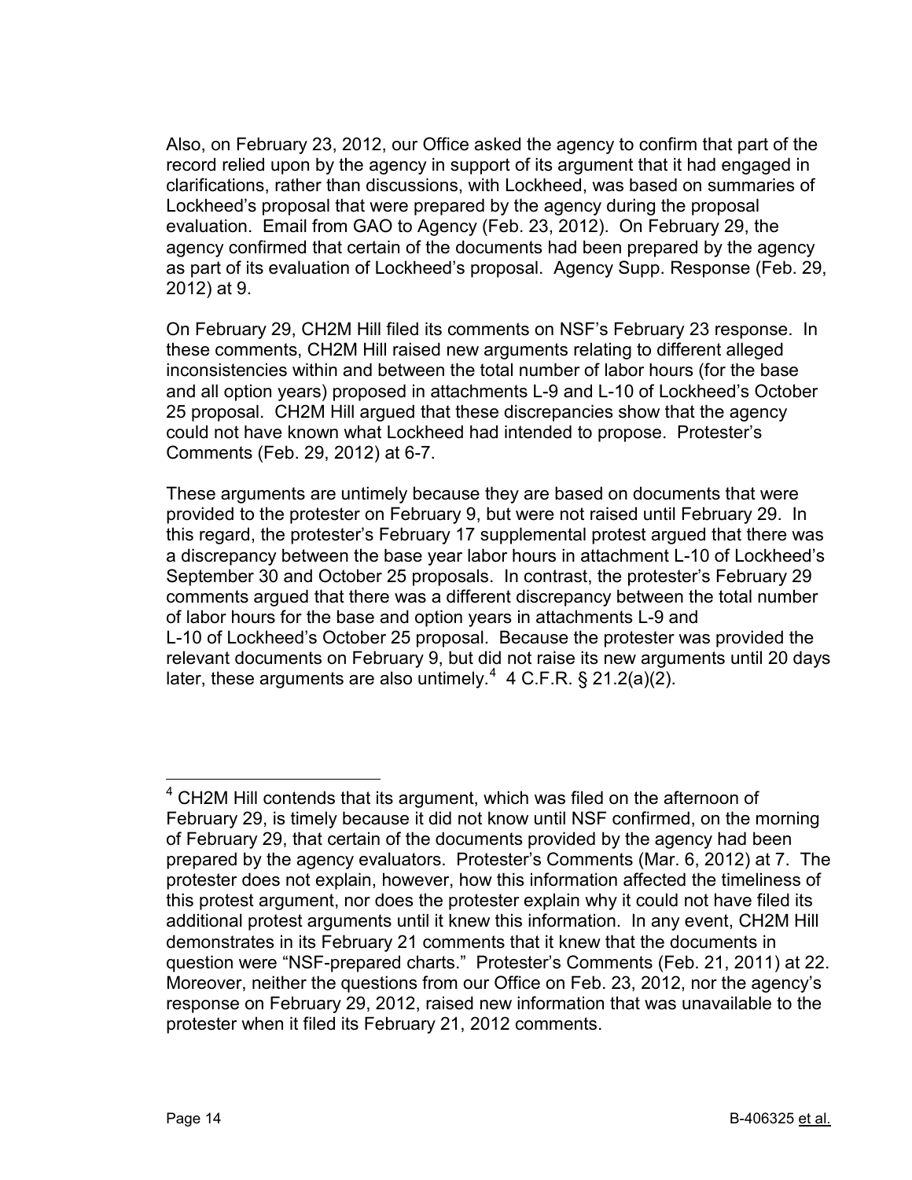Also, on February 23, 2012, our Office asked the agency to confirm that part of the record relied upon by the agency in support of its argument that it had engaged in clarifications, rather than discussions, with Lockheed, was based on summaries of Lockheed's proposal that were prepared by the agency during the proposal evaluation. Email from GAO to Agency (Feb. 23, 2012). On February 29, the agency confirmed that certain of the documents had been prepared by the agency as part of its evaluation of Lockheed's proposal. Agency Supp. Response (Feb. 29, 2012) at 9.

On February 29, CH2M Hill filed its comments on NSF's February 23 response. In these comments, CH2M Hill raised new arguments relating to different alleged inconsistencies within and between the total number of labor hours (for the base and all option years) proposed in attachments L-9 and L-10 of Lockheed's October 25 proposal. CH2M Hill argued that these discrepancies show that the agency could not have known what Lockheed had intended to propose. Protester's Comments (Feb. 29, 2012) at 6-7.

These arguments are untimely because they are based on documents that were provided to the protester on February 9, but were not raised until February 29. In this regard, the protester's February 17 supplemental protest argued that there was a discrepancy between the base year labor hours in attachment L-10 of Lockheed's September 30 and October 25 proposals. In contrast, the protester's February 29 comments argued that there was a different discrepancy between the total number of labor hours for the base and option years in attachments L-9 and L-10 of Lockheed's October 25 proposal. Because the protester was provided the relevant documents on February 9, but did not raise its new arguments until 20 days later, these arguments are also untimely.[4] 4 C.F.R. § 21.2(a)(2).

---

[4] CH2M Hill contends that its argument, which was filed on the afternoon of February 29, is timely because it did not know until NSF confirmed, on the morning of February 29, that certain of the documents provided by the agency had been prepared by the agency evaluators. Protester's Comments (Mar. 6, 2012) at 7. The protester does not explain, however, how this information affected the timeliness of this protest argument, nor does the protester explain why it could not have filed its additional protest arguments until it knew this information. In any event, CH2M Hill demonstrates in its February 21 comments that it knew that the documents in question were "NSF-prepared charts." Protester's Comments (Feb. 21, 2011) at 22. Moreover, neither the questions from our Office on Feb. 23, 2012, nor the agency's response on February 29, 2012, raised new information that was unavailable to the protester when it filed its February 21, 2012 comments.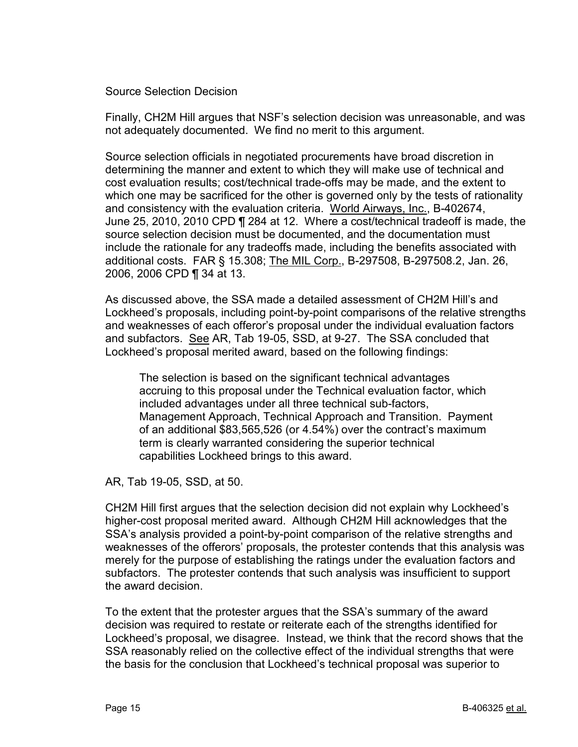Source Selection Decision

Finally, CH2M Hill argues that NSF's selection decision was unreasonable, and was not adequately documented. We find no merit to this argument.

Source selection officials in negotiated procurements have broad discretion in determining the manner and extent to which they will make use of technical and cost evaluation results; cost/technical trade-offs may be made, and the extent to which one may be sacrificed for the other is governed only by the tests of rationality and consistency with the evaluation criteria. World Airways, Inc., B-402674, June 25, 2010, 2010 CPD ¶ 284 at 12. Where a cost/technical tradeoff is made, the source selection decision must be documented, and the documentation must include the rationale for any tradeoffs made, including the benefits associated with additional costs. FAR § 15.308; The MIL Corp., B-297508, B-297508.2, Jan. 26, 2006, 2006 CPD ¶ 34 at 13.

As discussed above, the SSA made a detailed assessment of CH2M Hill's and Lockheed's proposals, including point-by-point comparisons of the relative strengths and weaknesses of each offeror's proposal under the individual evaluation factors and subfactors. See AR, Tab 19-05, SSD, at 9-27. The SSA concluded that Lockheed's proposal merited award, based on the following findings:

> The selection is based on the significant technical advantages accruing to this proposal under the Technical evaluation factor, which included advantages under all three technical sub-factors, Management Approach, Technical Approach and Transition. Payment of an additional $83,565,526 (or 4.54%) over the contract's maximum term is clearly warranted considering the superior technical capabilities Lockheed brings to this award.

AR, Tab 19-05, SSD, at 50.

CH2M Hill first argues that the selection decision did not explain why Lockheed's higher-cost proposal merited award. Although CH2M Hill acknowledges that the SSA's analysis provided a point-by-point comparison of the relative strengths and weaknesses of the offerors' proposals, the protester contends that this analysis was merely for the purpose of establishing the ratings under the evaluation factors and subfactors. The protester contends that such analysis was insufficient to support the award decision.

To the extent that the protester argues that the SSA's summary of the award decision was required to restate or reiterate each of the strengths identified for Lockheed's proposal, we disagree. Instead, we think that the record shows that the SSA reasonably relied on the collective effect of the individual strengths that were the basis for the conclusion that Lockheed's technical proposal was superior to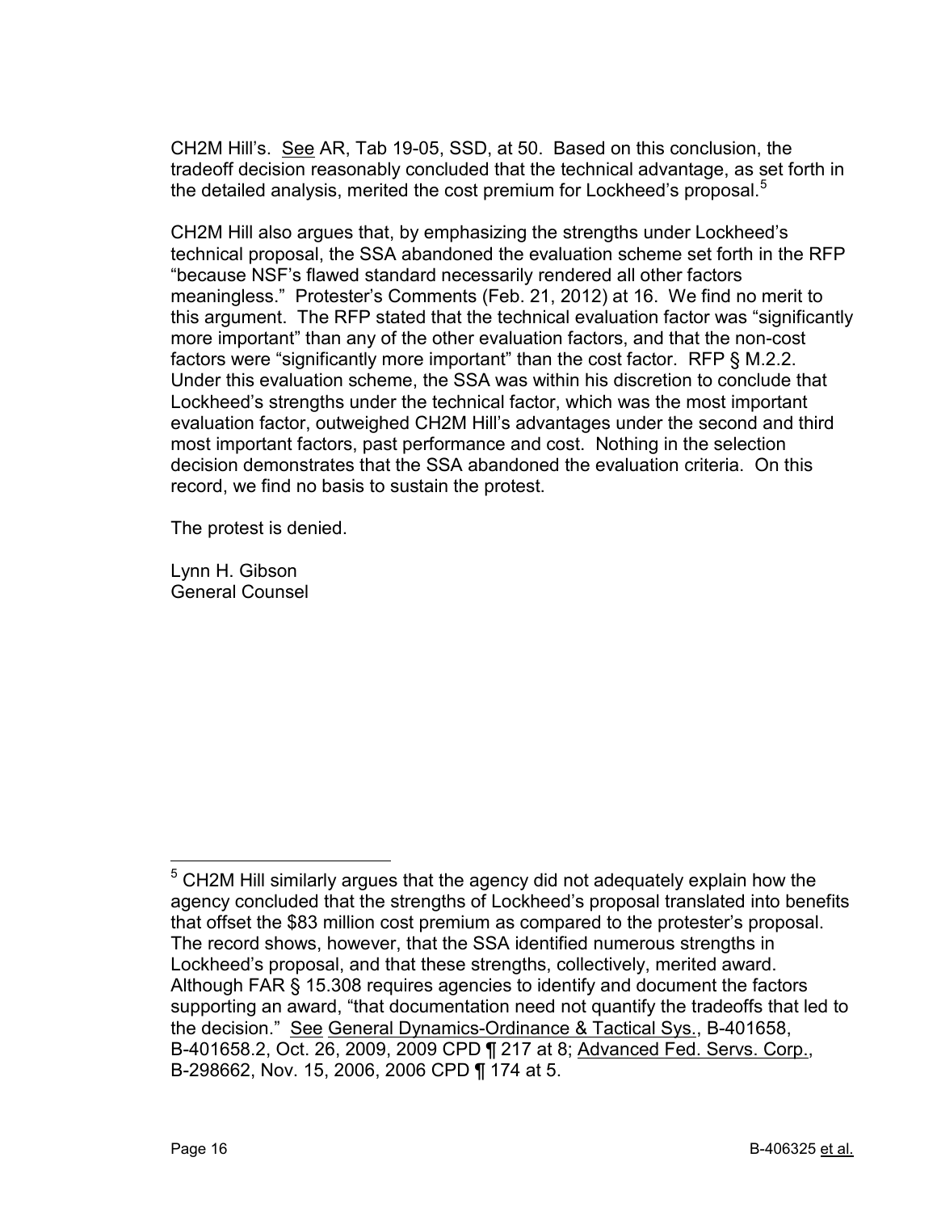CH2M Hill's. See AR, Tab 19-05, SSD, at 50. Based on this conclusion, the tradeoff decision reasonably concluded that the technical advantage, as set forth in the detailed analysis, merited the cost premium for Lockheed's proposal.[5]

CH2M Hill also argues that, by emphasizing the strengths under Lockheed's technical proposal, the SSA abandoned the evaluation scheme set forth in the RFP "because NSF's flawed standard necessarily rendered all other factors meaningless." Protester's Comments (Feb. 21, 2012) at 16. We find no merit to this argument. The RFP stated that the technical evaluation factor was "significantly more important" than any of the other evaluation factors, and that the non-cost factors were "significantly more important" than the cost factor. RFP § M.2.2. Under this evaluation scheme, the SSA was within his discretion to conclude that Lockheed's strengths under the technical factor, which was the most important evaluation factor, outweighed CH2M Hill's advantages under the second and third most important factors, past performance and cost. Nothing in the selection decision demonstrates that the SSA abandoned the evaluation criteria. On this record, we find no basis to sustain the protest.

The protest is denied.

Lynn H. Gibson
General Counsel

---

[5] CH2M Hill similarly argues that the agency did not adequately explain how the agency concluded that the strengths of Lockheed's proposal translated into benefits that offset the $83 million cost premium as compared to the protester's proposal. The record shows, however, that the SSA identified numerous strengths in Lockheed's proposal, and that these strengths, collectively, merited award. Although FAR § 15.308 requires agencies to identify and document the factors supporting an award, "that documentation need not quantify the tradeoffs that led to the decision." See General Dynamics-Ordinance & Tactical Sys., B-401658, B-401658.2, Oct. 26, 2009, 2009 CPD ¶ 217 at 8; Advanced Fed. Servs. Corp., B-298662, Nov. 15, 2006, 2006 CPD ¶ 174 at 5.